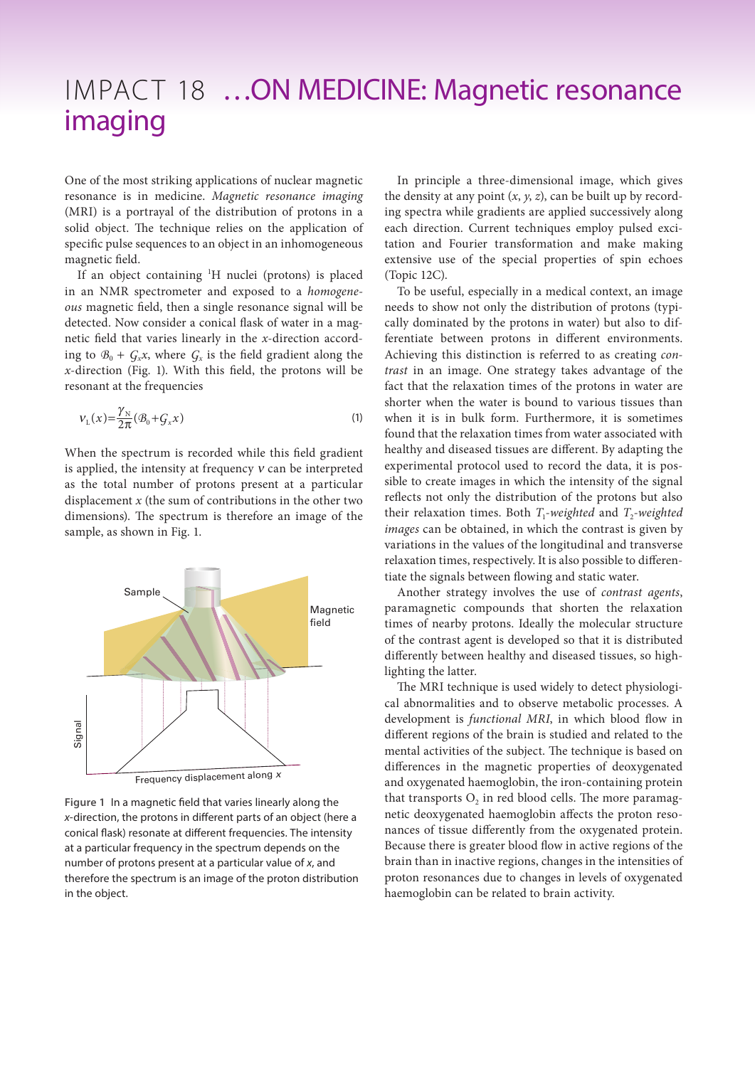# IMPACT 18 …ON MEDICINE: Magnetic resonance imaging

One of the most striking applications of nuclear magnetic resonance is in medicine. *Magnetic resonance imaging* (MRI) is a portrayal of the distribution of protons in a solid object. The technique relies on the application of specific pulse sequences to an object in an inhomogeneous magnetic field.

If an object containing $^1$H nuclei (protons) is placed in an NMR spectrometer and exposed to a *homogeneous* magnetic field, then a single resonance signal will be detected. Now consider a conical flask of water in a magnetic field that varies linearly in the $x$-direction according to $\mathcal{B}_0 + \mathcal{G}_x x$, where $\mathcal{G}_x$ is the field gradient along the $x$-direction (Fig. 1). With this field, the protons will be resonant at the frequencies

$$\nu_L(x) = \frac{\gamma_N}{2\pi}(\mathcal{B}_0 + \mathcal{G}_x x) \tag{1}$$

When the spectrum is recorded while this field gradient is applied, the intensity at frequency $\nu$ can be interpreted as the total number of protons present at a particular displacement $x$ (the sum of contributions in the other two dimensions). The spectrum is therefore an image of the sample, as shown in Fig. 1.

Figure 1 In a magnetic field that varies linearly along the $x$-direction, the protons in different parts of an object (here a conical flask) resonate at different frequencies. The intensity at a particular frequency in the spectrum depends on the number of protons present at a particular value of $x$, and therefore the spectrum is an image of the proton distribution in the object.

In principle a three-dimensional image, which gives the density at any point ($x$, $y$, $z$), can be built up by recording spectra while gradients are applied successively along each direction. Current techniques employ pulsed excitation and Fourier transformation and make making extensive use of the special properties of spin echoes (Topic 12C).

To be useful, especially in a medical context, an image needs to show not only the distribution of protons (typically dominated by the protons in water) but also to differentiate between protons in different environments. Achieving this distinction is referred to as creating *contrast* in an image. One strategy takes advantage of the fact that the relaxation times of the protons in water are shorter when the water is bound to various tissues than when it is in bulk form. Furthermore, it is sometimes found that the relaxation times from water associated with healthy and diseased tissues are different. By adapting the experimental protocol used to record the data, it is possible to create images in which the intensity of the signal reflects not only the distribution of the protons but also their relaxation times. Both *$T_1$-weighted* and *$T_2$-weighted images* can be obtained, in which the contrast is given by variations in the values of the longitudinal and transverse relaxation times, respectively. It is also possible to differentiate the signals between flowing and static water.

Another strategy involves the use of *contrast agents*, paramagnetic compounds that shorten the relaxation times of nearby protons. Ideally the molecular structure of the contrast agent is developed so that it is distributed differently between healthy and diseased tissues, so highlighting the latter.

The MRI technique is used widely to detect physiological abnormalities and to observe metabolic processes. A development is *functional MRI*, in which blood flow in different regions of the brain is studied and related to the mental activities of the subject. The technique is based on differences in the magnetic properties of deoxygenated and oxygenated haemoglobin, the iron-containing protein that transports $O_2$ in red blood cells. The more paramagnetic deoxygenated haemoglobin affects the proton resonances of tissue differently from the oxygenated protein. Because there is greater blood flow in active regions of the brain than in inactive regions, changes in the intensities of proton resonances due to changes in levels of oxygenated haemoglobin can be related to brain activity.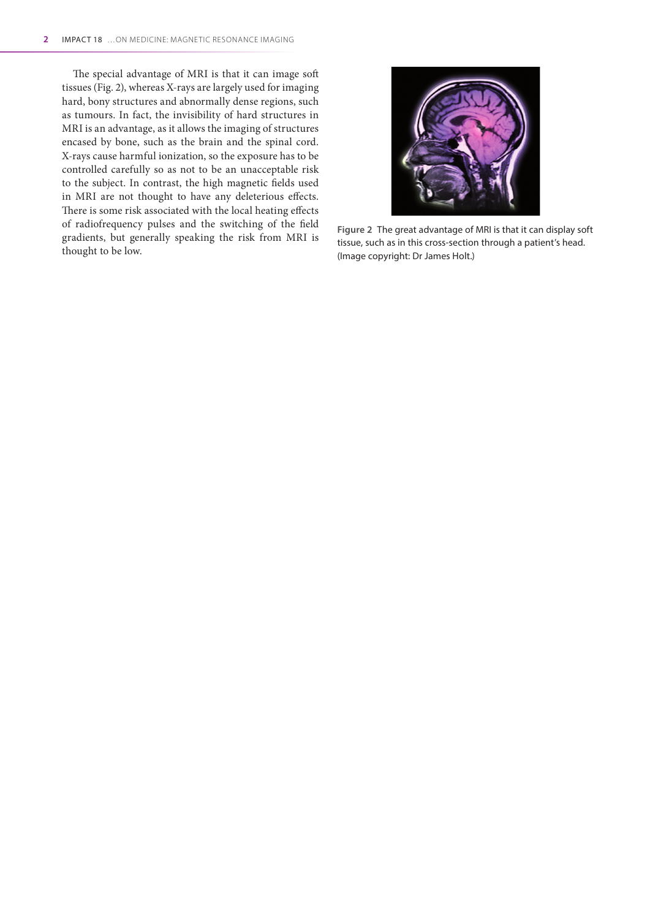The special advantage of MRI is that it can image soft tissues (Fig. 2), whereas X-rays are largely used for imaging hard, bony structures and abnormally dense regions, such as tumours. In fact, the invisibility of hard structures in MRI is an advantage, as it allows the imaging of structures encased by bone, such as the brain and the spinal cord. X-rays cause harmful ionization, so the exposure has to be controlled carefully so as not to be an unacceptable risk to the subject. In contrast, the high magnetic fields used in MRI are not thought to have any deleterious effects. There is some risk associated with the local heating effects of radiofrequency pulses and the switching of the field gradients, but generally speaking the risk from MRI is thought to be low.

**Figure 2** The great advantage of MRI is that it can display soft tissue, such as in this cross-section through a patient's head. (Image copyright: Dr James Holt.)